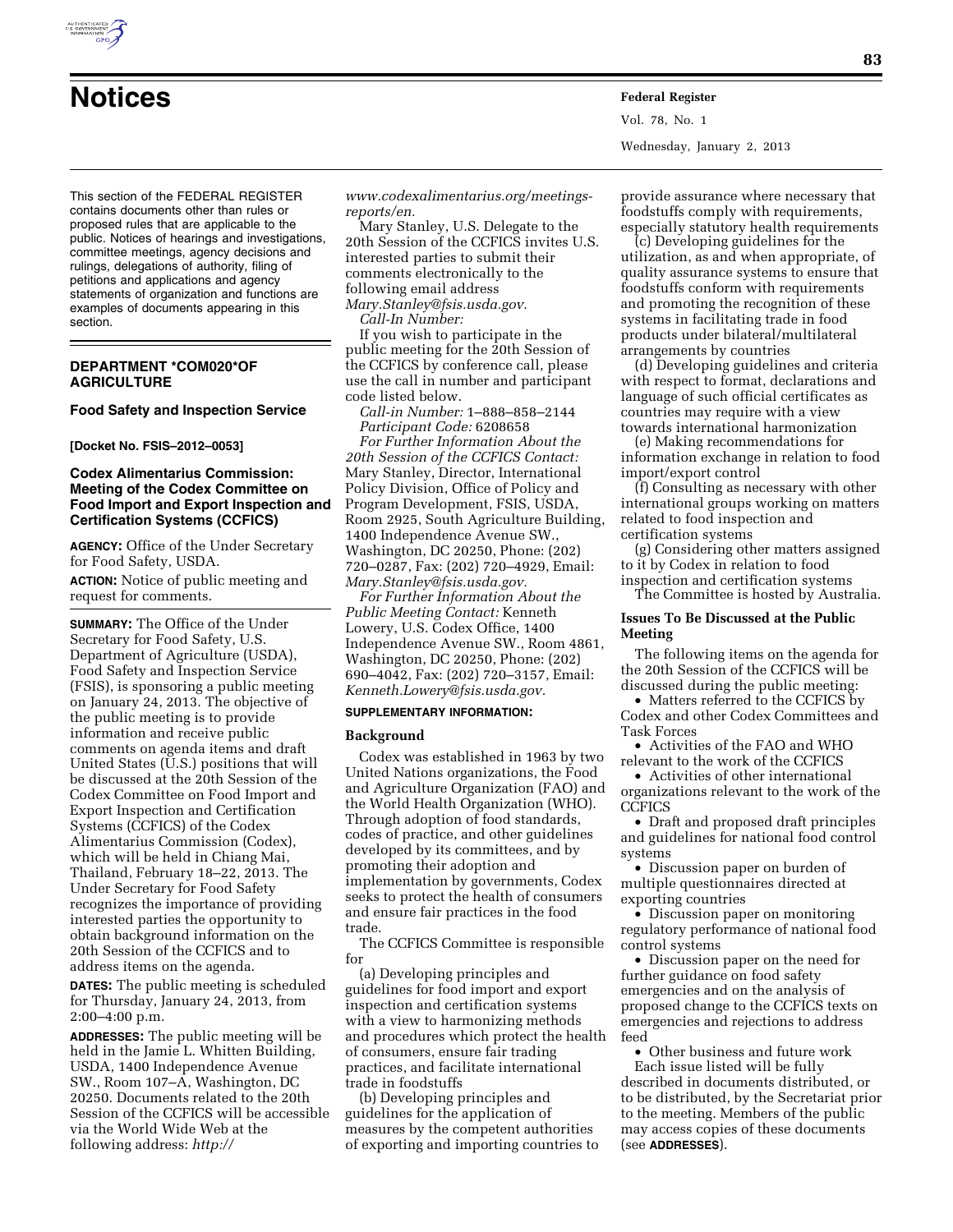# Notices

This section of the FEDERAL REGISTER contains documents other than rules or proposed rules that are applicable to the public. Notices of hearings and investigations, committee meetings, agency decisions and rulings, delegations of authority, filing of petitions and applications and agency statements of organization and functions are examples of documents appearing in this section.

## DEPARTMENT OF AGRICULTURE

### Food Safety and Inspection Service

**[Docket No. FSIS–2012–0053]**

### Codex Alimentarius Commission: Meeting of the Codex Committee on Food Import and Export Inspection and Certification Systems (CCFICS)

**AGENCY:** Office of the Under Secretary for Food Safety, USDA.

**ACTION:** Notice of public meeting and request for comments.

**SUMMARY:** The Office of the Under Secretary for Food Safety, U.S. Department of Agriculture (USDA), Food Safety and Inspection Service (FSIS), is sponsoring a public meeting on January 24, 2013. The objective of the public meeting is to provide information and receive public comments on agenda items and draft United States (U.S.) positions that will be discussed at the 20th Session of the Codex Committee on Food Import and Export Inspection and Certification Systems (CCFICS) of the Codex Alimentarius Commission (Codex), which will be held in Chiang Mai, Thailand, February 18–22, 2013. The Under Secretary for Food Safety recognizes the importance of providing interested parties the opportunity to obtain background information on the 20th Session of the CCFICS and to address items on the agenda.

**DATES:** The public meeting is scheduled for Thursday, January 24, 2013, from 2:00–4:00 p.m.

**ADDRESSES:** The public meeting will be held in the Jamie L. Whitten Building, USDA, 1400 Independence Avenue SW., Room 107–A, Washington, DC 20250. Documents related to the 20th Session of the CCFICS will be accessible via the World Wide Web at the following address: *http://www.codexalimentarius.org/meetings-reports/en.*

Mary Stanley, U.S. Delegate to the 20th Session of the CCFICS invites U.S. interested parties to submit their comments electronically to the following email address *Mary.Stanley@fsis.usda.gov.*

*Call-In Number:*

If you wish to participate in the public meeting for the 20th Session of the CCFICS by conference call, please use the call in number and participant code listed below.

*Call-in Number:* 1–888–858–2144

*Participant Code:* 6208658

*For Further Information About the 20th Session of the CCFICS Contact:* Mary Stanley, Director, International Policy Division, Office of Policy and Program Development, FSIS, USDA, Room 2925, South Agriculture Building, 1400 Independence Avenue SW., Washington, DC 20250, Phone: (202) 720–0287, Fax: (202) 720–4929, Email: *Mary.Stanley@fsis.usda.gov.*

*For Further Information About the Public Meeting Contact:* Kenneth Lowery, U.S. Codex Office, 1400 Independence Avenue SW., Room 4861, Washington, DC 20250, Phone: (202) 690–4042, Fax: (202) 720–3157, Email: *Kenneth.Lowery@fsis.usda.gov.*

**SUPPLEMENTARY INFORMATION:**

#### Background

Codex was established in 1963 by two United Nations organizations, the Food and Agriculture Organization (FAO) and the World Health Organization (WHO). Through adoption of food standards, codes of practice, and other guidelines developed by its committees, and by promoting their adoption and implementation by governments, Codex seeks to protect the health of consumers and ensure fair practices in the food trade.

The CCFICS Committee is responsible for

(a) Developing principles and guidelines for food import and export inspection and certification systems with a view to harmonizing methods and procedures which protect the health of consumers, ensure fair trading practices, and facilitate international trade in foodstuffs

(b) Developing principles and guidelines for the application of measures by the competent authorities of exporting and importing countries to provide assurance where necessary that foodstuffs comply with requirements, especially statutory health requirements

(c) Developing guidelines for the utilization, as and when appropriate, of quality assurance systems to ensure that foodstuffs conform with requirements and promoting the recognition of these systems in facilitating trade in food products under bilateral/multilateral arrangements by countries

(d) Developing guidelines and criteria with respect to format, declarations and language of such official certificates as countries may require with a view towards international harmonization

(e) Making recommendations for information exchange in relation to food import/export control

(f) Consulting as necessary with other international groups working on matters related to food inspection and certification systems

(g) Considering other matters assigned to it by Codex in relation to food inspection and certification systems

The Committee is hosted by Australia.

#### Issues To Be Discussed at the Public Meeting

The following items on the agenda for the 20th Session of the CCFICS will be discussed during the public meeting:

- Matters referred to the CCFICS by Codex and other Codex Committees and Task Forces
- Activities of the FAO and WHO relevant to the work of the CCFICS
- Activities of other international organizations relevant to the work of the CCFICS
- Draft and proposed draft principles and guidelines for national food control systems
- Discussion paper on burden of multiple questionnaires directed at exporting countries
- Discussion paper on monitoring regulatory performance of national food control systems
- Discussion paper on the need for further guidance on food safety emergencies and on the analysis of proposed change to the CCFICS texts on emergencies and rejections to address feed
- Other business and future work

Each issue listed will be fully described in documents distributed, or to be distributed, by the Secretariat prior to the meeting. Members of the public may access copies of these documents (see **ADDRESSES**).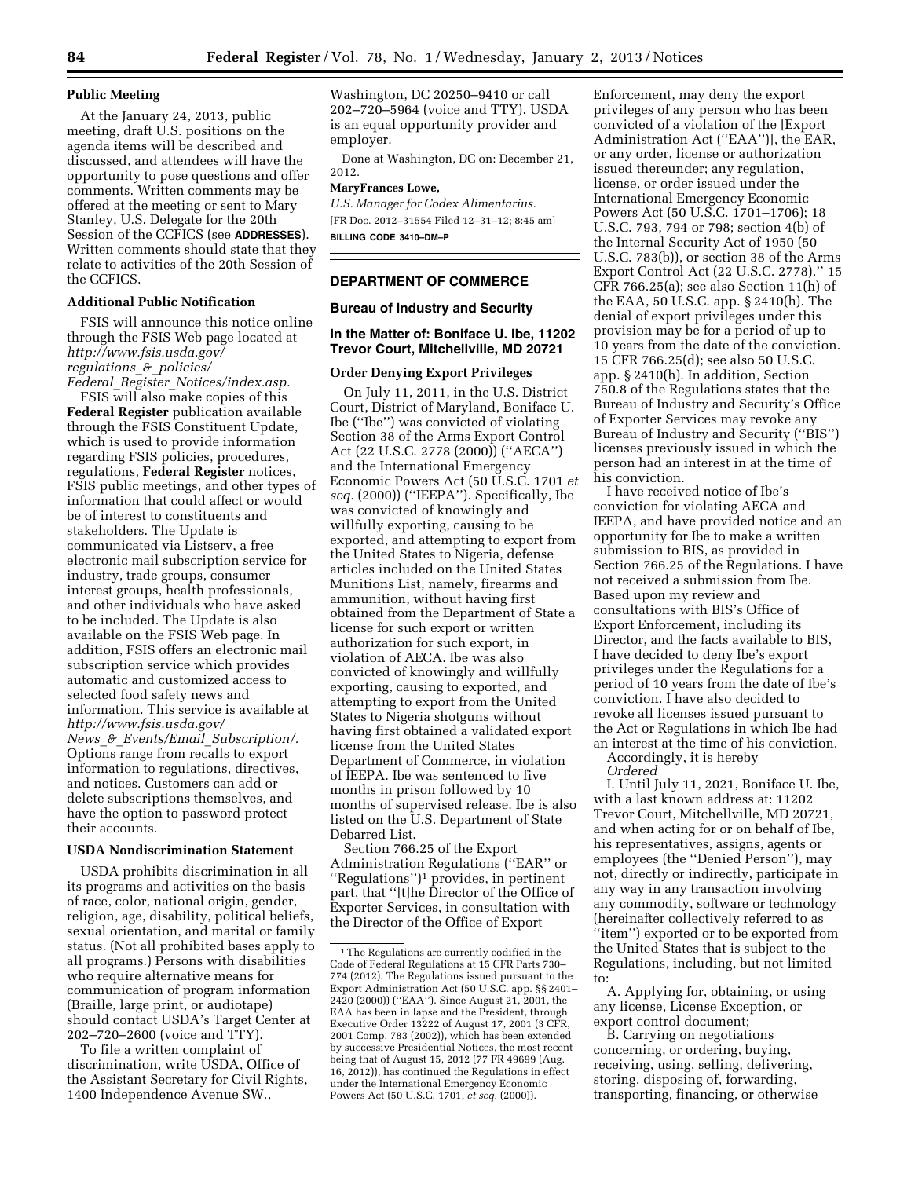### Public Meeting

At the January 24, 2013, public meeting, draft U.S. positions on the agenda items will be described and discussed, and attendees will have the opportunity to pose questions and offer comments. Written comments may be offered at the meeting or sent to Mary Stanley, U.S. Delegate for the 20th Session of the CCFICS (see **ADDRESSES**). Written comments should state that they relate to activities of the 20th Session of the CCFICS.

### Additional Public Notification

FSIS will announce this notice online through the FSIS Web page located at *http://www.fsis.usda.gov/regulations_&_policies/Federal_Register_Notices/index.asp.*

FSIS will also make copies of this **Federal Register** publication available through the FSIS Constituent Update, which is used to provide information regarding FSIS policies, procedures, regulations, **Federal Register** notices, FSIS public meetings, and other types of information that could affect or would be of interest to constituents and stakeholders. The Update is communicated via Listserv, a free electronic mail subscription service for industry, trade groups, consumer interest groups, health professionals, and other individuals who have asked to be included. The Update is also available on the FSIS Web page. In addition, FSIS offers an electronic mail subscription service which provides automatic and customized access to selected food safety news and information. This service is available at *http://www.fsis.usda.gov/News_&_Events/Email_Subscription/.* Options range from recalls to export information to regulations, directives, and notices. Customers can add or delete subscriptions themselves, and have the option to password protect their accounts.

### USDA Nondiscrimination Statement

USDA prohibits discrimination in all its programs and activities on the basis of race, color, national origin, gender, religion, age, disability, political beliefs, sexual orientation, and marital or family status. (Not all prohibited bases apply to all programs.) Persons with disabilities who require alternative means for communication of program information (Braille, large print, or audiotape) should contact USDA's Target Center at 202–720–2600 (voice and TTY).

To file a written complaint of discrimination, write USDA, Office of the Assistant Secretary for Civil Rights, 1400 Independence Avenue SW., Washington, DC 20250–9410 or call 202–720–5964 (voice and TTY). USDA is an equal opportunity provider and employer.

Done at Washington, DC on: December 21, 2012.

**MaryFrances Lowe,**

*U.S. Manager for Codex Alimentarius.*

[FR Doc. 2012–31554 Filed 12–31–12; 8:45 am]

**BILLING CODE 3410–DM–P**

## DEPARTMENT OF COMMERCE

### Bureau of Industry and Security

### In the Matter of: Boniface U. Ibe, 11202 Trevor Court, Mitchellville, MD 20721

### Order Denying Export Privileges

On July 11, 2011, in the U.S. District Court, District of Maryland, Boniface U. Ibe ("Ibe") was convicted of violating Section 38 of the Arms Export Control Act (22 U.S.C. 2778 (2000)) ("AECA") and the International Emergency Economic Powers Act (50 U.S.C. 1701 *et seq.* (2000)) ("IEEPA"). Specifically, Ibe was convicted of knowingly and willfully exporting, causing to be exported, and attempting to export from the United States to Nigeria, defense articles included on the United States Munitions List, namely, firearms and ammunition, without having first obtained from the Department of State a license for such export or written authorization for such export, in violation of AECA. Ibe was also convicted of knowingly and willfully exporting, causing to exported, and attempting to export from the United States to Nigeria shotguns without having first obtained a validated export license from the United States Department of Commerce, in violation of IEEPA. Ibe was sentenced to five months in prison followed by 10 months of supervised release. Ibe is also listed on the U.S. Department of State Debarred List.

Section 766.25 of the Export Administration Regulations ("EAR" or "Regulations")[1] provides, in pertinent part, that "[t]he Director of the Office of Exporter Services, in consultation with the Director of the Office of Export Enforcement, may deny the export privileges of any person who has been convicted of a violation of the [Export Administration Act ("EAA")], the EAR, or any order, license or authorization issued thereunder; any regulation, license, or order issued under the International Emergency Economic Powers Act (50 U.S.C. 1701–1706); 18 U.S.C. 793, 794 or 798; section 4(b) of the Internal Security Act of 1950 (50 U.S.C. 783(b)), or section 38 of the Arms Export Control Act (22 U.S.C. 2778)." 15 CFR 766.25(a); see also Section 11(h) of the EAA, 50 U.S.C. app. § 2410(h). The denial of export privileges under this provision may be for a period of up to 10 years from the date of the conviction. 15 CFR 766.25(d); see also 50 U.S.C. app. § 2410(h). In addition, Section 750.8 of the Regulations states that the Bureau of Industry and Security's Office of Exporter Services may revoke any Bureau of Industry and Security ("BIS") licenses previously issued in which the person had an interest in at the time of his conviction.

I have received notice of Ibe's conviction for violating AECA and IEEPA, and have provided notice and an opportunity for Ibe to make a written submission to BIS, as provided in Section 766.25 of the Regulations. I have not received a submission from Ibe. Based upon my review and consultations with BIS's Office of Export Enforcement, including its Director, and the facts available to BIS, I have decided to deny Ibe's export privileges under the Regulations for a period of 10 years from the date of Ibe's conviction. I have also decided to revoke all licenses issued pursuant to the Act or Regulations in which Ibe had an interest at the time of his conviction.

Accordingly, it is hereby

*Ordered*

I. Until July 11, 2021, Boniface U. Ibe, with a last known address at: 11202 Trevor Court, Mitchellville, MD 20721, and when acting for or on behalf of Ibe, his representatives, assigns, agents or employees (the "Denied Person"), may not, directly or indirectly, participate in any way in any transaction involving any commodity, software or technology (hereinafter collectively referred to as "item") exported or to be exported from the United States that is subject to the Regulations, including, but not limited to:

A. Applying for, obtaining, or using any license, License Exception, or export control document;

B. Carrying on negotiations concerning, or ordering, buying, receiving, using, selling, delivering, storing, disposing of, forwarding, transporting, financing, or otherwise

---

[1] The Regulations are currently codified in the Code of Federal Regulations at 15 CFR Parts 730–774 (2012). The Regulations issued pursuant to the Export Administration Act (50 U.S.C. app. §§ 2401–2420 (2000)) ("EAA"). Since August 21, 2001, the EAA has been in lapse and the President, through Executive Order 13222 of August 17, 2001 (3 CFR, 2001 Comp. 783 (2002)), which has been extended by successive Presidential Notices, the most recent being that of August 15, 2012 (77 FR 49699 (Aug. 16, 2012)), has continued the Regulations in effect under the International Emergency Economic Powers Act (50 U.S.C. 1701, *et seq.* (2000)).